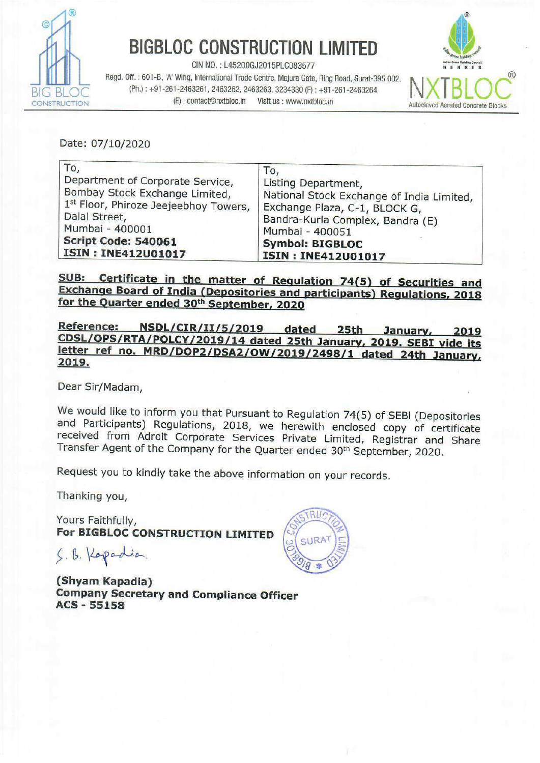# BIGBLOC CONSTRUCTION LIMITED

CIN NO. : L45200GJ2015PLC083577

Regd. Off. : 601-B, 'A' Wing, International Trade Centre, Majura Gate, Ring Road, Surat-395 002.
(Ph.) : +91-261-2463261, 2463262, 2463263, 3234330 (F) : +91-261-2463264
(E) : contact@nxtbloc.in Visit us : www.nxtbloc.in

NXTBLOC
Autoclaved Aerated Concrete Blocks

Date: 07/10/2020

| To, | To, |
|---|---|
| Department of Corporate Service,<br>Bombay Stock Exchange Limited,<br>1st Floor, Phiroze Jeejeebhoy Towers,<br>Dalal Street,<br>Mumbai - 400001<br>**Script Code: 540061**<br>**ISIN : INE412U01017** | Listing Department,<br>National Stock Exchange of India Limited,<br>Exchange Plaza, C-1, BLOCK G,<br>Bandra-Kurla Complex, Bandra (E)<br>Mumbai - 400051<br>**Symbol: BIGBLOC**<br>**ISIN : INE412U01017** |

**SUB: Certificate in the matter of Regulation 74(5) of Securities and Exchange Board of India (Depositories and participants) Regulations, 2018 for the Quarter ended 30th September, 2020**

**Reference: NSDL/CIR/II/5/2019 dated 25th January, 2019 CDSL/OPS/RTA/POLCY/2019/14 dated 25th January, 2019. SEBI vide its letter ref no. MRD/DOP2/DSA2/OW/2019/2498/1 dated 24th January, 2019.**

Dear Sir/Madam,

We would like to inform you that Pursuant to Regulation 74(5) of SEBI (Depositories and Participants) Regulations, 2018, we herewith enclosed copy of certificate received from Adroit Corporate Services Private Limited, Registrar and Share Transfer Agent of the Company for the Quarter ended 30th September, 2020.

Request you to kindly take the above information on your records.

Thanking you,

Yours Faithfully,
**For BIGBLOC CONSTRUCTION LIMITED**

S. B. Kapadia

**(Shyam Kapadia)**
**Company Secretary and Compliance Officer**
**ACS - 55158**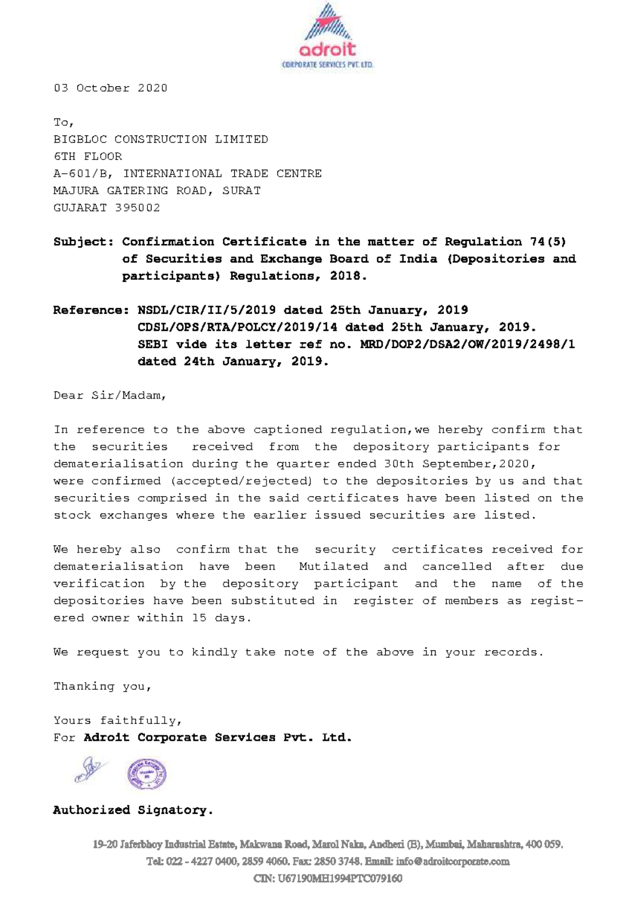adroit

CORPORATE SERVICES PVT LTD.

03 October 2020

To,
BIGBLOC CONSTRUCTION LIMITED
6TH FLOOR
A-601/B, INTERNATIONAL TRADE CENTRE
MAJURA GATERING ROAD, SURAT
GUJARAT 395002

**Subject: Confirmation Certificate in the matter of Regulation 74(5) of Securities and Exchange Board of India (Depositories and participants) Regulations, 2018.**

**Reference: NSDL/CIR/II/5/2019 dated 25th January, 2019**
**CDSL/OPS/RTA/POLCY/2019/14 dated 25th January, 2019.**
**SEBI vide its letter ref no. MRD/DOP2/DSA2/OW/2019/2498/1 dated 24th January, 2019.**

Dear Sir/Madam,

In reference to the above captioned regulation,we hereby confirm that the securities received from the depository participants for dematerialisation during the quarter ended 30th September,2020, were confirmed (accepted/rejected) to the depositories by us and that securities comprised in the said certificates have been listed on the stock exchanges where the earlier issued securities are listed.

We hereby also confirm that the security certificates received for dematerialisation have been Mutilated and cancelled after due verification by the depository participant and the name of the depositories have been substituted in register of members as registered owner within 15 days.

We request you to kindly take note of the above in your records.

Thanking you,

Yours faithfully,
For **Adroit Corporate Services Pvt. Ltd.**

**Authorized Signatory.**

19-20 Jaferbhoy Industrial Estate, Makwana Road, Marol Naka, Andheri (E), Mumbai, Maharashtra, 400 059.
Tel: 022 - 4227 0400, 2859 4060. Fax: 2850 3748. Email: info@adroitcorporate.com
CIN: U67190MH1994PTC079160